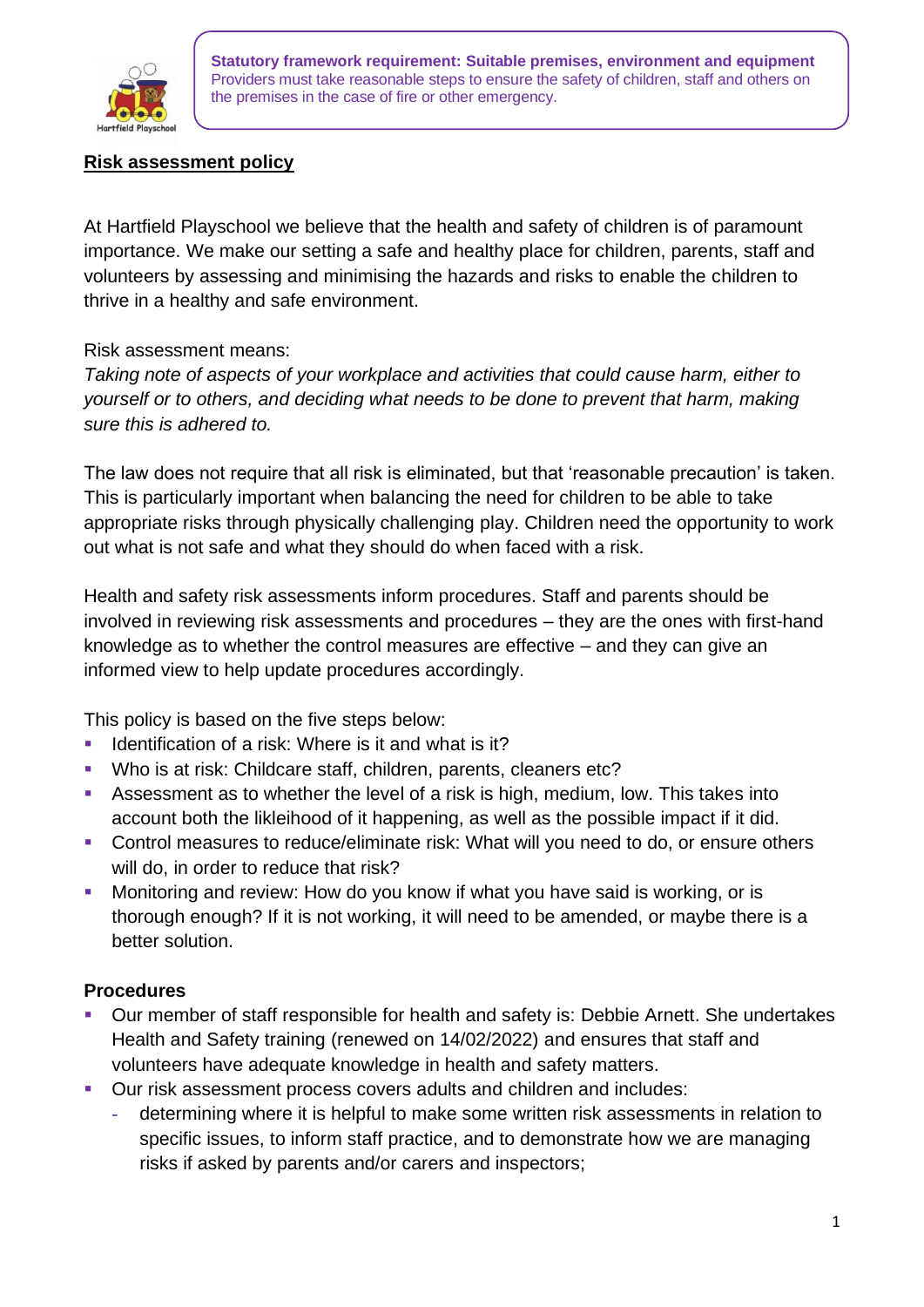**Statutory framework requirement: Suitable premises, environment and equipment**
Providers must take reasonable steps to ensure the safety of children, staff and others on the premises in the case of fire or other emergency.

## Risk assessment policy

At Hartfield Playschool we believe that the health and safety of children is of paramount importance. We make our setting a safe and healthy place for children, parents, staff and volunteers by assessing and minimising the hazards and risks to enable the children to thrive in a healthy and safe environment.

Risk assessment means:
*Taking note of aspects of your workplace and activities that could cause harm, either to yourself or to others, and deciding what needs to be done to prevent that harm, making sure this is adhered to.*

The law does not require that all risk is eliminated, but that 'reasonable precaution' is taken. This is particularly important when balancing the need for children to be able to take appropriate risks through physically challenging play. Children need the opportunity to work out what is not safe and what they should do when faced with a risk.

Health and safety risk assessments inform procedures. Staff and parents should be involved in reviewing risk assessments and procedures – they are the ones with first-hand knowledge as to whether the control measures are effective – and they can give an informed view to help update procedures accordingly.

This policy is based on the five steps below:

- Identification of a risk: Where is it and what is it?
- Who is at risk: Childcare staff, children, parents, cleaners etc?
- Assessment as to whether the level of a risk is high, medium, low. This takes into account both the likleihood of it happening, as well as the possible impact if it did.
- Control measures to reduce/eliminate risk: What will you need to do, or ensure others will do, in order to reduce that risk?
- Monitoring and review: How do you know if what you have said is working, or is thorough enough? If it is not working, it will need to be amended, or maybe there is a better solution.

### Procedures

- Our member of staff responsible for health and safety is: Debbie Arnett. She undertakes Health and Safety training (renewed on 14/02/2022) and ensures that staff and volunteers have adequate knowledge in health and safety matters.
- Our risk assessment process covers adults and children and includes:
  - determining where it is helpful to make some written risk assessments in relation to specific issues, to inform staff practice, and to demonstrate how we are managing risks if asked by parents and/or carers and inspectors;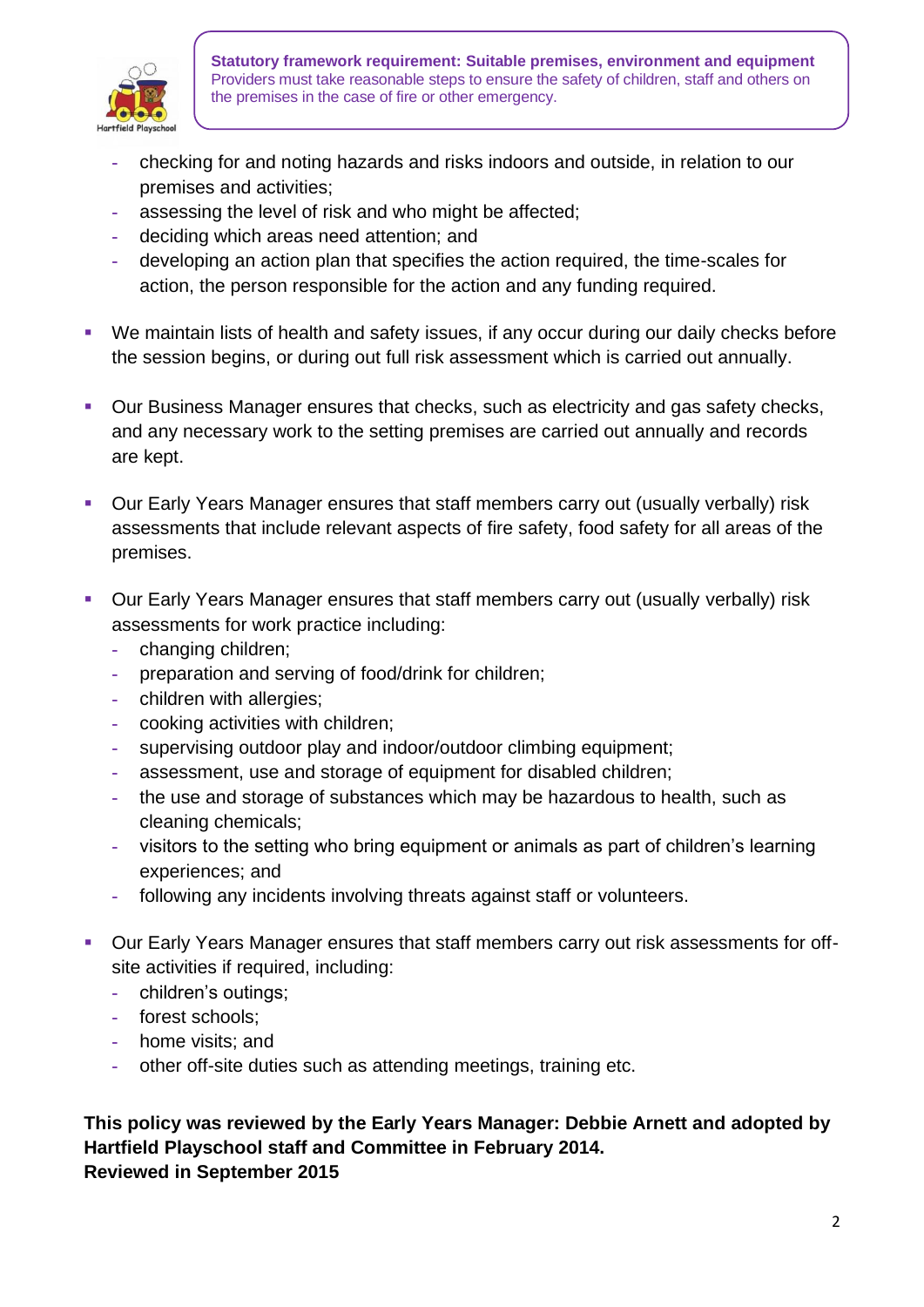**Statutory framework requirement: Suitable premises, environment and equipment**
Providers must take reasonable steps to ensure the safety of children, staff and others on the premises in the case of fire or other emergency.

- checking for and noting hazards and risks indoors and outside, in relation to our premises and activities;
- assessing the level of risk and who might be affected;
- deciding which areas need attention; and
- developing an action plan that specifies the action required, the time-scales for action, the person responsible for the action and any funding required.

- We maintain lists of health and safety issues, if any occur during our daily checks before the session begins, or during out full risk assessment which is carried out annually.

- Our Business Manager ensures that checks, such as electricity and gas safety checks, and any necessary work to the setting premises are carried out annually and records are kept.

- Our Early Years Manager ensures that staff members carry out (usually verbally) risk assessments that include relevant aspects of fire safety, food safety for all areas of the premises.

- Our Early Years Manager ensures that staff members carry out (usually verbally) risk assessments for work practice including:
  - changing children;
  - preparation and serving of food/drink for children;
  - children with allergies;
  - cooking activities with children;
  - supervising outdoor play and indoor/outdoor climbing equipment;
  - assessment, use and storage of equipment for disabled children;
  - the use and storage of substances which may be hazardous to health, such as cleaning chemicals;
  - visitors to the setting who bring equipment or animals as part of children's learning experiences; and
  - following any incidents involving threats against staff or volunteers.

- Our Early Years Manager ensures that staff members carry out risk assessments for off-site activities if required, including:
  - children's outings;
  - forest schools;
  - home visits; and
  - other off-site duties such as attending meetings, training etc.

**This policy was reviewed by the Early Years Manager: Debbie Arnett and adopted by Hartfield Playschool staff and Committee in February 2014.**
**Reviewed in September 2015**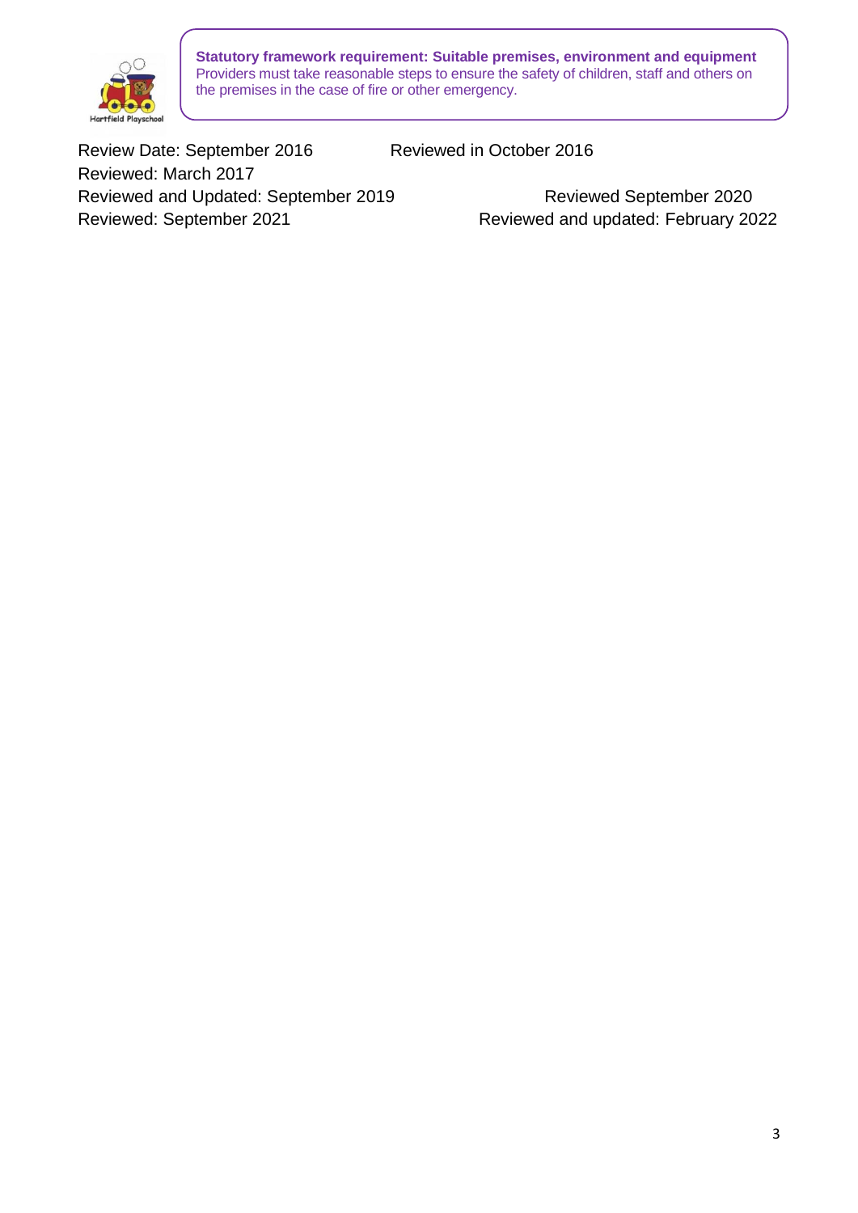**Statutory framework requirement: Suitable premises, environment and equipment**
Providers must take reasonable steps to ensure the safety of children, staff and others on the premises in the case of fire or other emergency.

Review Date: September 2016 Reviewed in October 2016
Reviewed: March 2017
Reviewed and Updated: September 2019 Reviewed September 2020
Reviewed: September 2021 Reviewed and updated: February 2022